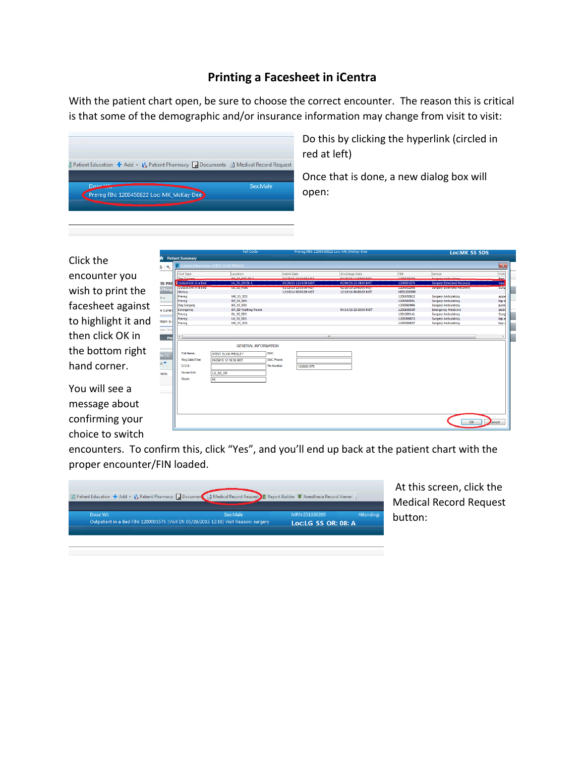# Printing a Facesheet in iCentra

With the patient chart open, be sure to choose the correct encounter. The reason this is critical is that some of the demographic and/or insurance information may change from visit to visit:

Do this by clicking the hyperlink (circled in red at left)

Once that is done, a new dialog box will open:

Click the encounter you wish to print the facesheet against to highlight it and then click OK in the bottom right hand corner.

You will see a message about confirming your choice to switch encounters. To confirm this, click "Yes", and you'll end up back at the patient chart with the proper encounter/FIN loaded.

At this screen, click the Medical Record Request button: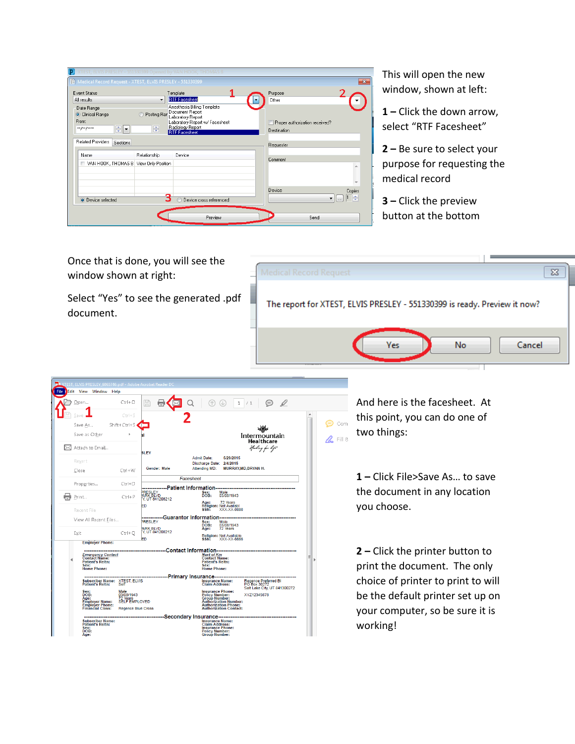This will open the new window, shown at left:

**1 –** Click the down arrow, select “RTF Facesheet”

**2 –** Be sure to select your purpose for requesting the medical record

**3 –** Click the preview button at the bottom

Once that is done, you will see the window shown at right:

Select “Yes” to see the generated .pdf document.

And here is the facesheet. At this point, you can do one of two things:

**1 –** Click File>Save As… to save the document in any location you choose.

**2 –** Click the printer button to print the document. The only choice of printer to print to will be the default printer set up on your computer, so be sure it is working!